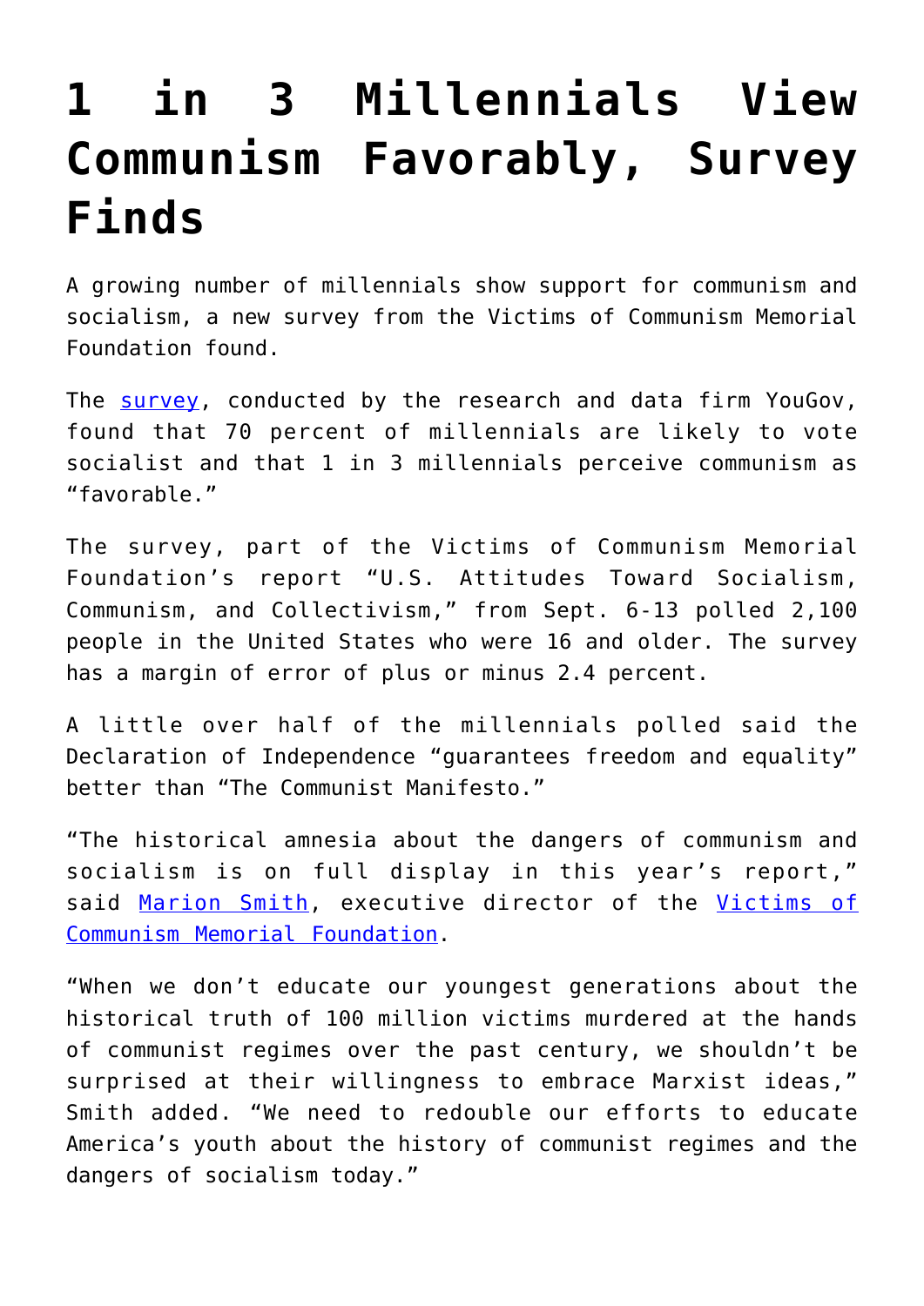# 1 in 3 Millennials View Communism Favorably, Survey Finds

A growing number of millennials show support for communism and socialism, a new survey from the Victims of Communism Memorial Foundation found.

The survey, conducted by the research and data firm YouGov, found that 70 percent of millennials are likely to vote socialist and that 1 in 3 millennials perceive communism as "favorable."

The survey, part of the Victims of Communism Memorial Foundation's report "U.S. Attitudes Toward Socialism, Communism, and Collectivism," from Sept. 6-13 polled 2,100 people in the United States who were 16 and older. The survey has a margin of error of plus or minus 2.4 percent.

A little over half of the millennials polled said the Declaration of Independence "guarantees freedom and equality" better than "The Communist Manifesto."

"The historical amnesia about the dangers of communism and socialism is on full display in this year's report," said Marion Smith, executive director of the Victims of Communism Memorial Foundation.

"When we don't educate our youngest generations about the historical truth of 100 million victims murdered at the hands of communist regimes over the past century, we shouldn't be surprised at their willingness to embrace Marxist ideas," Smith added. "We need to redouble our efforts to educate America's youth about the history of communist regimes and the dangers of socialism today."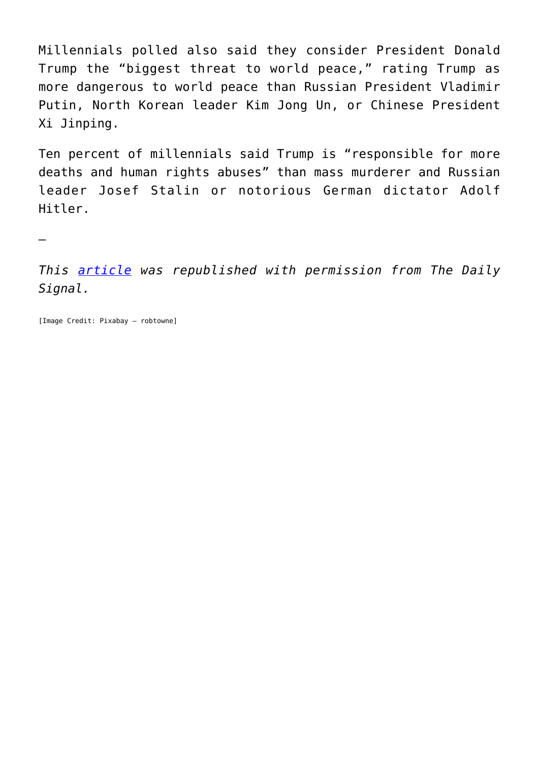Millennials polled also said they consider President Donald Trump the "biggest threat to world peace," rating Trump as more dangerous to world peace than Russian President Vladimir Putin, North Korean leader Kim Jong Un, or Chinese President Xi Jinping.

Ten percent of millennials said Trump is "responsible for more deaths and human rights abuses" than mass murderer and Russian leader Josef Stalin or notorious German dictator Adolf Hitler.

—

*This article was republished with permission from The Daily Signal.*

[Image Credit: Pixabay – robtowne]